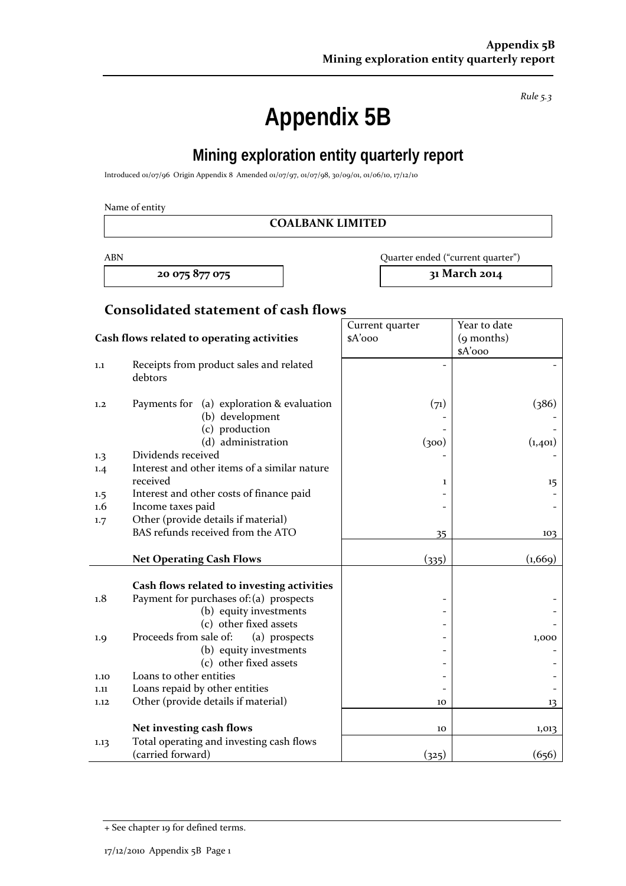*Rule 5.3*

# Appendix 5B

## Mining exploration entity quarterly report

Introduced 01/07/96 Origin Appendix 8 Amended 01/07/97, 01/07/98, 30/09/01, 01/06/10, 17/12/10

Name of entity

| COALBANK LIMITED |
|---|

| ABN | Quarter ended ("current quarter") |
|---|---|
| 20 075 877 075 | 31 March 2014 |

## Consolidated statement of cash flows

| | Cash flows related to operating activities | Current quarter $A'000 | Year to date (9 months) $A'000 |
|---|---|---|---|
| 1.1 | Receipts from product sales and related debtors | - | - |
| 1.2 | Payments for (a) exploration & evaluation | (71) | (386) |
| | (b) development | - | - |
| | (c) production | - | - |
| | (d) administration | (300) | (1,401) |
| 1.3 | Dividends received | - | - |
| 1.4 | Interest and other items of a similar nature received | 1 | 15 |
| 1.5 | Interest and other costs of finance paid | - | - |
| 1.6 | Income taxes paid | - | - |
| 1.7 | Other (provide details if material) BAS refunds received from the ATO | 35 | 103 |
| | **Net Operating Cash Flows** | (335) | (1,669) |
| | **Cash flows related to investing activities** | | |
| 1.8 | Payment for purchases of: (a) prospects | - | - |
| | (b) equity investments | - | - |
| | (c) other fixed assets | - | - |
| 1.9 | Proceeds from sale of: (a) prospects | - | 1,000 |
| | (b) equity investments | - | - |
| | (c) other fixed assets | - | - |
| 1.10 | Loans to other entities | - | - |
| 1.11 | Loans repaid by other entities | - | - |
| 1.12 | Other (provide details if material) | 10 | 13 |
| | **Net investing cash flows** | 10 | 1,013 |
| 1.13 | Total operating and investing cash flows (carried forward) | (325) | (656) |

+ See chapter 19 for defined terms.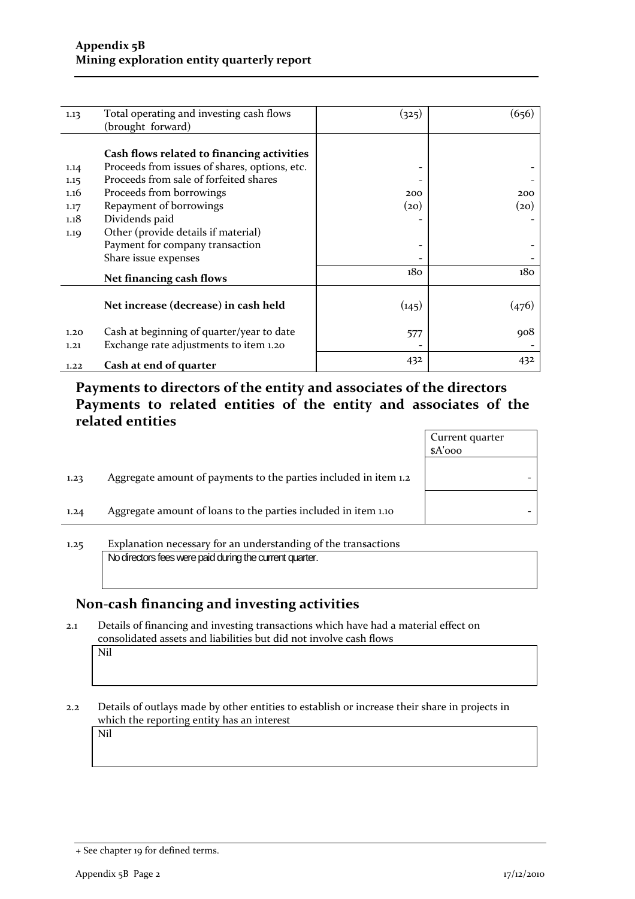| | | | |
|---|---|---|---|
| 1.13 | Total operating and investing cash flows (brought forward) | (325) | (656) |
| | **Cash flows related to financing activities** | | |
| 1.14 | Proceeds from issues of shares, options, etc. | - | - |
| 1.15 | Proceeds from sale of forfeited shares | - | - |
| 1.16 | Proceeds from borrowings | 200 | 200 |
| 1.17 | Repayment of borrowings | (20) | (20) |
| 1.18 | Dividends paid | - | - |
| 1.19 | Other (provide details if material) | | |
| | Payment for company transaction | - | - |
| | Share issue expenses | - | - |
| | **Net financing cash flows** | 180 | 180 |
| | **Net increase (decrease) in cash held** | (145) | (476) |
| 1.20 | Cash at beginning of quarter/year to date | 577 | 908 |
| 1.21 | Exchange rate adjustments to item 1.20 | - | - |
| 1.22 | **Cash at end of quarter** | 432 | 432 |

## Payments to directors of the entity and associates of the directors Payments to related entities of the entity and associates of the related entities

| | | Current quarter $A'000 |
|---|---|---|
| 1.23 | Aggregate amount of payments to the parties included in item 1.2 | - |
| 1.24 | Aggregate amount of loans to the parties included in item 1.10 | - |

1.25 Explanation necessary for an understanding of the transactions

No directors fees were paid during the current quarter.

## Non-cash financing and investing activities

2.1 Details of financing and investing transactions which have had a material effect on consolidated assets and liabilities but did not involve cash flows

Nil

2.2 Details of outlays made by other entities to establish or increase their share in projects in which the reporting entity has an interest

Nil

+ See chapter 19 for defined terms.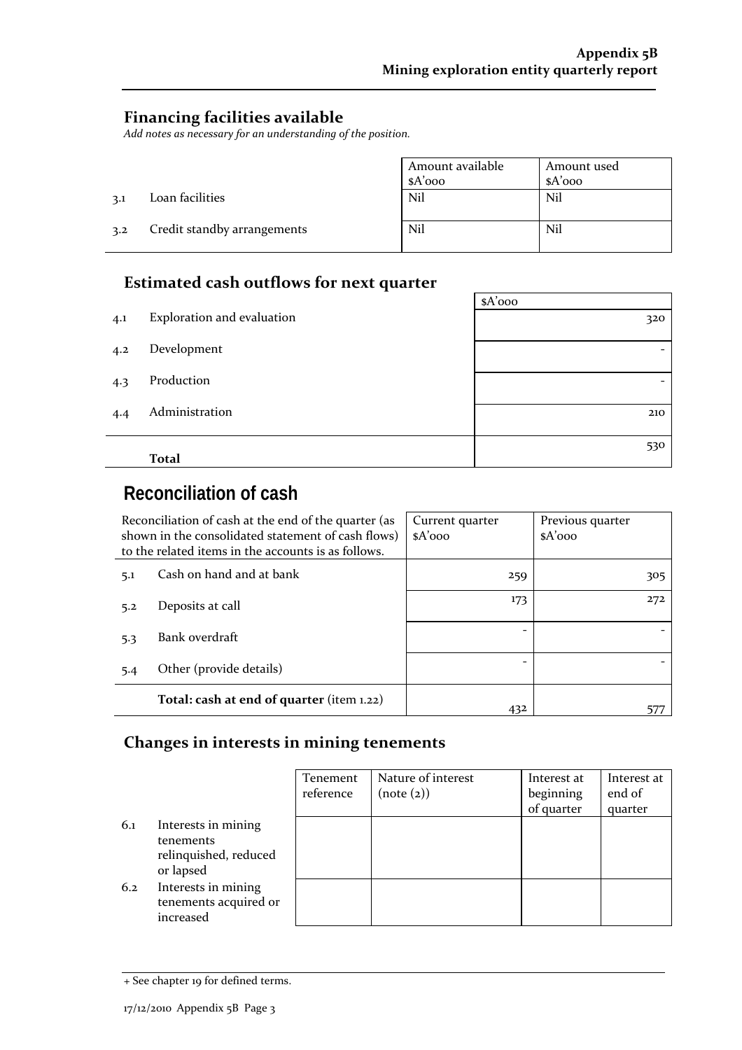## Financing facilities available

*Add notes as necessary for an understanding of the position.*

| | | Amount available $A'000 | Amount used $A'000 |
|---|---|---|---|
| 3.1 | Loan facilities | Nil | Nil |
| 3.2 | Credit standby arrangements | Nil | Nil |

## Estimated cash outflows for next quarter

| | | $A'000 |
|---|---|---|
| 4.1 | Exploration and evaluation | 320 |
| 4.2 | Development | - |
| 4.3 | Production | - |
| 4.4 | Administration | 210 |
| | **Total** | 530 |

# Reconciliation of cash

| Reconciliation of cash at the end of the quarter (as shown in the consolidated statement of cash flows) to the related items in the accounts is as follows. | | Current quarter $A'000 | Previous quarter $A'000 |
|---|---|---|---|
| 5.1 | Cash on hand and at bank | 259 | 305 |
| 5.2 | Deposits at call | 173 | 272 |
| 5.3 | Bank overdraft | - | - |
| 5.4 | Other (provide details) | - | - |
| | **Total: cash at end of quarter** (item 1.22) | 432 | 577 |

## Changes in interests in mining tenements

| | | Tenement reference | Nature of interest (note (2)) | Interest at beginning of quarter | Interest at end of quarter |
|---|---|---|---|---|---|
| 6.1 | Interests in mining tenements relinquished, reduced or lapsed | | | | |
| 6.2 | Interests in mining tenements acquired or increased | | | | |

+ See chapter 19 for defined terms.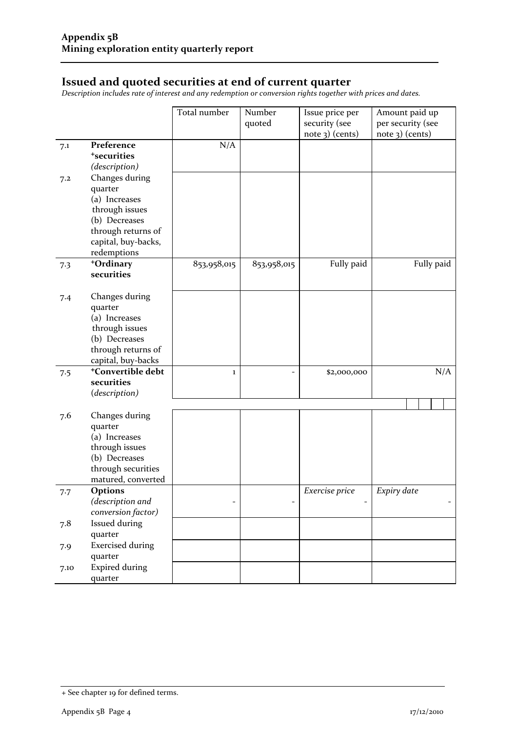## Issued and quoted securities at end of current quarter

*Description includes rate of interest and any redemption or conversion rights together with prices and dates.*

| | | Total number | Number quoted | Issue price per security (see note 3) (cents) | Amount paid up per security (see note 3) (cents) |
|---|---|---|---|---|---|
| 7.1 | **Preference +securities** *(description)* | N/A | | | |
| 7.2 | Changes during quarter (a) Increases through issues (b) Decreases through returns of capital, buy-backs, redemptions | | | | |
| 7.3 | **+Ordinary securities** | 853,958,015 | 853,958,015 | Fully paid | Fully paid |
| 7.4 | Changes during quarter (a) Increases through issues (b) Decreases through returns of capital, buy-backs | | | | |
| 7.5 | **+Convertible debt securities** *(description)* | 1 | - | $2,000,000 | N/A |
| 7.6 | Changes during quarter (a) Increases through issues (b) Decreases through securities matured, converted | | | | |
| 7.7 | **Options** *(description and conversion factor)* | - | - | *Exercise price* - | *Expiry date* - |
| 7.8 | Issued during quarter | | | | |
| 7.9 | Exercised during quarter | | | | |
| 7.10 | Expired during quarter | | | | |

+ See chapter 19 for defined terms.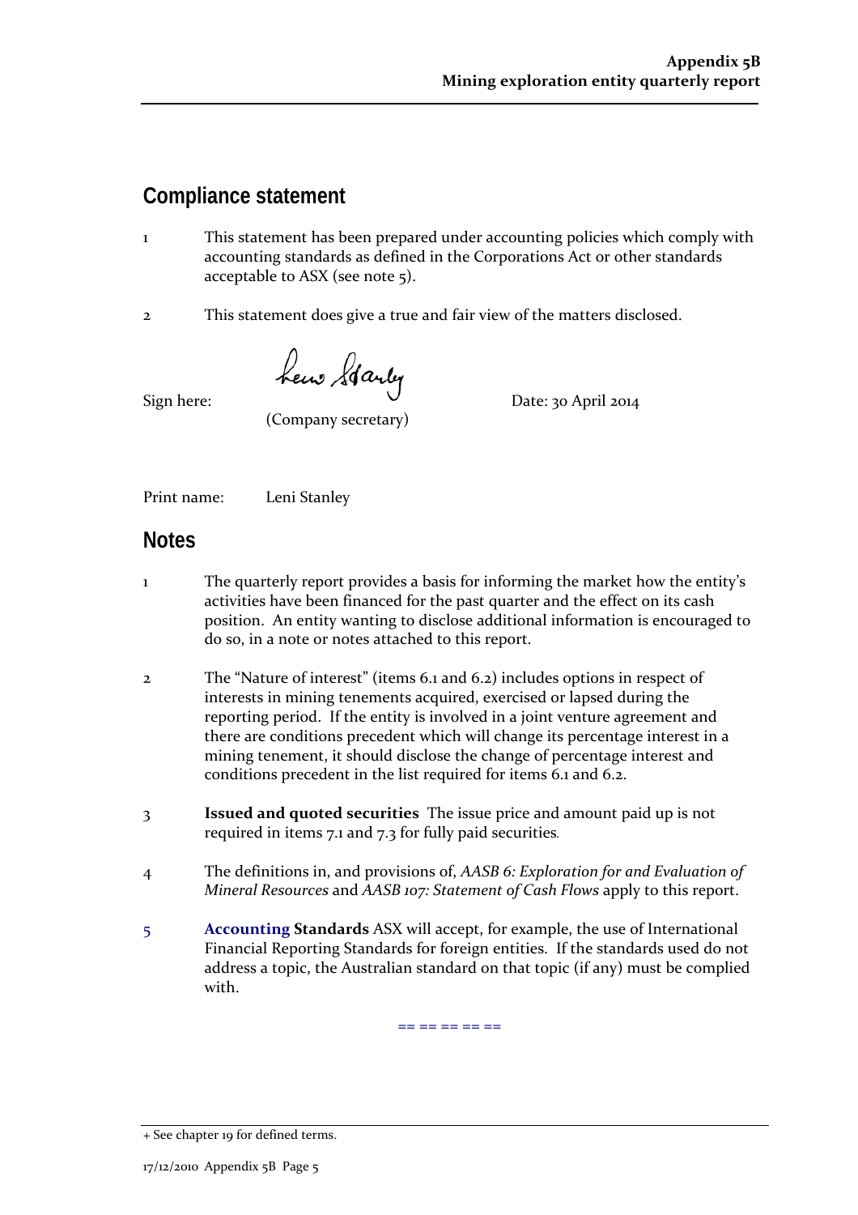## Compliance statement

1 This statement has been prepared under accounting policies which comply with accounting standards as defined in the Corporations Act or other standards acceptable to ASX (see note 5).

2 This statement does give a true and fair view of the matters disclosed.

Sign here: (Company secretary) Date: 30 April 2014

Print name: Leni Stanley

## Notes

1 The quarterly report provides a basis for informing the market how the entity's activities have been financed for the past quarter and the effect on its cash position. An entity wanting to disclose additional information is encouraged to do so, in a note or notes attached to this report.

2 The "Nature of interest" (items 6.1 and 6.2) includes options in respect of interests in mining tenements acquired, exercised or lapsed during the reporting period. If the entity is involved in a joint venture agreement and there are conditions precedent which will change its percentage interest in a mining tenement, it should disclose the change of percentage interest and conditions precedent in the list required for items 6.1 and 6.2.

3 **Issued and quoted securities** The issue price and amount paid up is not required in items 7.1 and 7.3 for fully paid securities.

4 The definitions in, and provisions of, *AASB 6: Exploration for and Evaluation of Mineral Resources* and *AASB 107: Statement of Cash Flows* apply to this report.

5 **Accounting Standards** ASX will accept, for example, the use of International Financial Reporting Standards for foreign entities. If the standards used do not address a topic, the Australian standard on that topic (if any) must be complied with.

== == == == ==

+ See chapter 19 for defined terms.